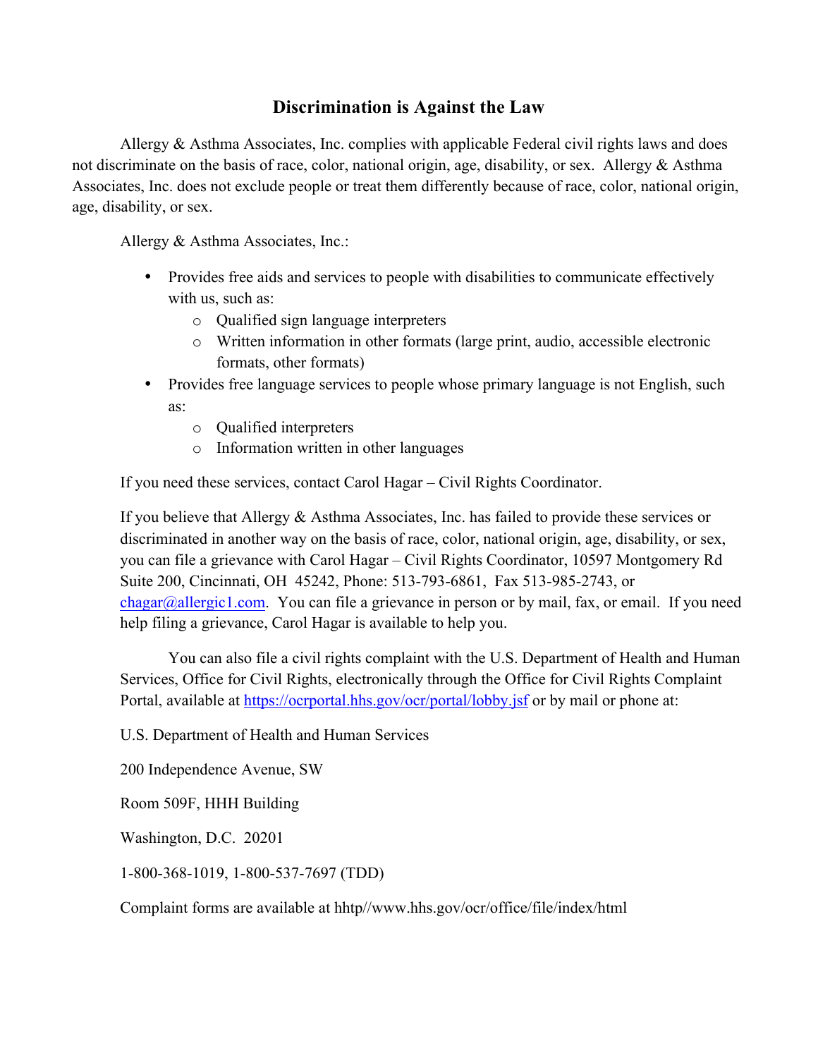# Discrimination is Against the Law

Allergy & Asthma Associates, Inc. complies with applicable Federal civil rights laws and does not discriminate on the basis of race, color, national origin, age, disability, or sex. Allergy & Asthma Associates, Inc. does not exclude people or treat them differently because of race, color, national origin, age, disability, or sex.

Allergy & Asthma Associates, Inc.:

- Provides free aids and services to people with disabilities to communicate effectively with us, such as:
  - Qualified sign language interpreters
  - Written information in other formats (large print, audio, accessible electronic formats, other formats)
- Provides free language services to people whose primary language is not English, such as:
  - Qualified interpreters
  - Information written in other languages

If you need these services, contact Carol Hagar – Civil Rights Coordinator.

If you believe that Allergy & Asthma Associates, Inc. has failed to provide these services or discriminated in another way on the basis of race, color, national origin, age, disability, or sex, you can file a grievance with Carol Hagar – Civil Rights Coordinator, 10597 Montgomery Rd Suite 200, Cincinnati, OH 45242, Phone: 513-793-6861, Fax 513-985-2743, or chagar@allergic1.com. You can file a grievance in person or by mail, fax, or email. If you need help filing a grievance, Carol Hagar is available to help you.

You can also file a civil rights complaint with the U.S. Department of Health and Human Services, Office for Civil Rights, electronically through the Office for Civil Rights Complaint Portal, available at https://ocrportal.hhs.gov/ocr/portal/lobby.jsf or by mail or phone at:

U.S. Department of Health and Human Services

200 Independence Avenue, SW

Room 509F, HHH Building

Washington, D.C. 20201

1-800-368-1019, 1-800-537-7697 (TDD)

Complaint forms are available at hhtp//www.hhs.gov/ocr/office/file/index/html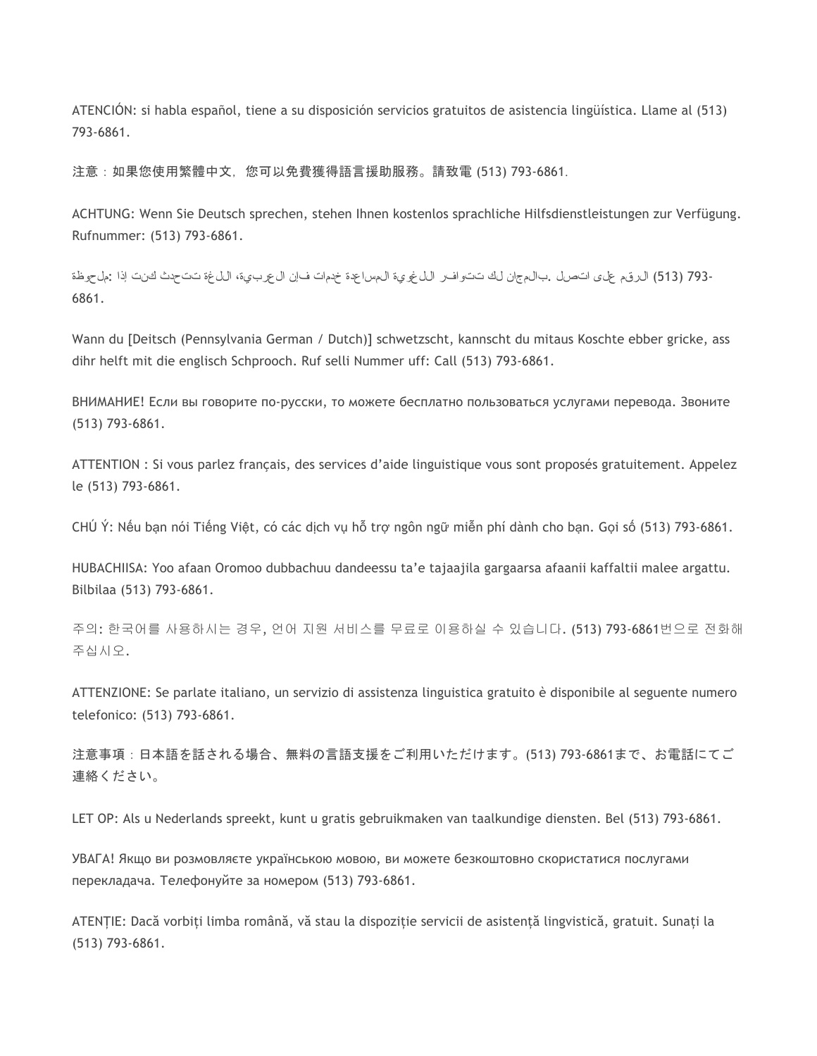ATENCIÓN: si habla español, tiene a su disposición servicios gratuitos de asistencia lingüística. Llame al (513) 793-6861.

注意：如果您使用繁體中文，您可以免費獲得語言援助服務。請致電 (513) 793-6861.

ACHTUNG: Wenn Sie Deutsch sprechen, stehen Ihnen kostenlos sprachliche Hilfsdienstleistungen zur Verfügung. Rufnummer: (513) 793-6861.

ملحوظة: إذا كنت تتحدث اللغة العربية، فإن خدمات المساعدة اللغوية تتوافر لك بالمجان. اتصل على الرقم (513) 793-6861.

Wann du [Deitsch (Pennsylvania German / Dutch)] schwetzscht, kannscht du mitaus Koschte ebber gricke, ass dihr helft mit die englisch Schprooch. Ruf selli Nummer uff: Call (513) 793-6861.

ВНИМАНИЕ! Если вы говорите по-русски, то можете бесплатно пользоваться услугами перевода. Звоните (513) 793-6861.

ATTENTION : Si vous parlez français, des services d'aide linguistique vous sont proposés gratuitement. Appelez le (513) 793-6861.

CHÚ Ý: Nếu bạn nói Tiếng Việt, có các dịch vụ hỗ trợ ngôn ngữ miễn phí dành cho bạn. Gọi số (513) 793-6861.

HUBACHIISA: Yoo afaan Oromoo dubbachuu dandeessu ta'e tajaajila gargaarsa afaanii kaffaltii malee argattu. Bilbilaa (513) 793-6861.

주의: 한국어를 사용하시는 경우, 언어 지원 서비스를 무료로 이용하실 수 있습니다. (513) 793-6861번으로 전화해 주십시오.

ATTENZIONE: Se parlate italiano, un servizio di assistenza linguistica gratuito è disponibile al seguente numero telefonico: (513) 793-6861.

注意事項：日本語を話される場合、無料の言語支援をご利用いただけます。(513) 793-6861まで、お電話にてご連絡ください。

LET OP: Als u Nederlands spreekt, kunt u gratis gebruikmaken van taalkundige diensten. Bel (513) 793-6861.

УВАГА! Якщо ви розмовляєте українською мовою, ви можете безкоштовно скористатися послугами перекладача. Телефонуйте за номером (513) 793-6861.

ATENȚIE: Dacă vorbiți limba română, vă stau la dispoziție servicii de asistență lingvistică, gratuit. Sunați la (513) 793-6861.